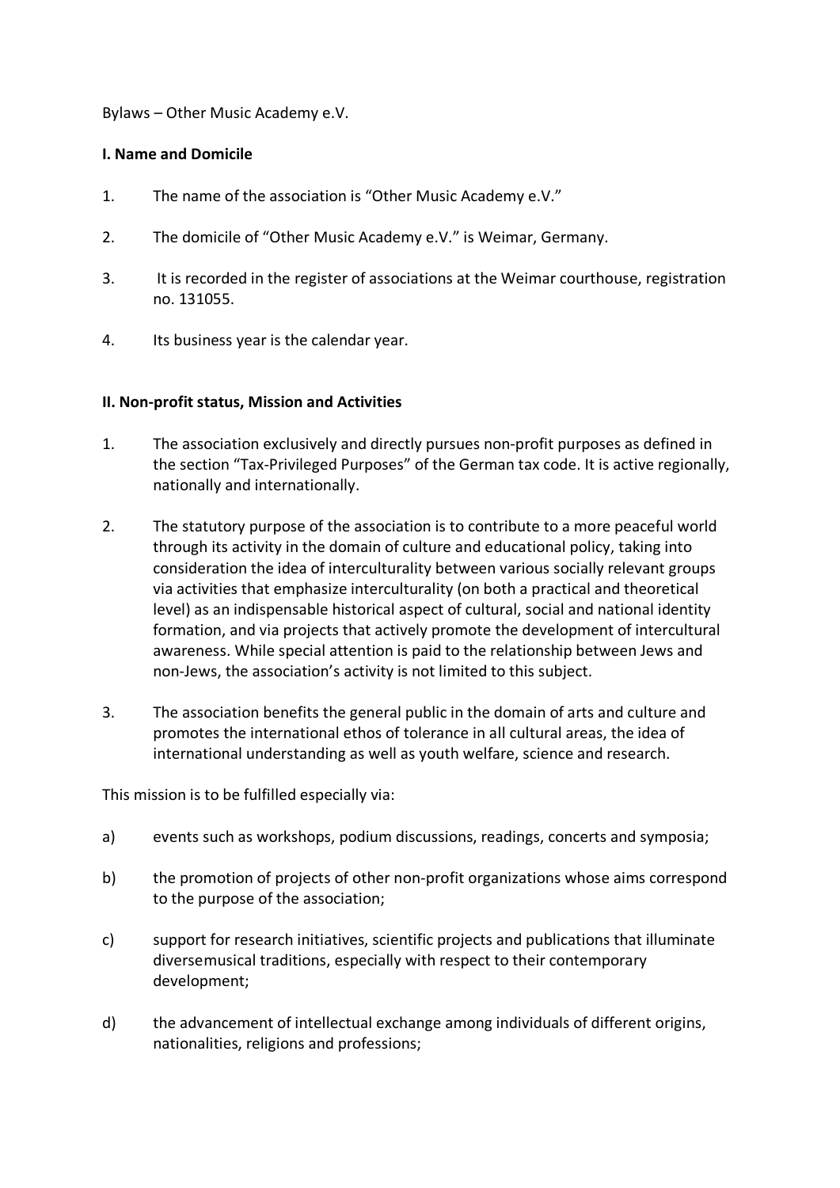Bylaws – Other Music Academy e.V.

**I. Name and Domicile**

1. The name of the association is "Other Music Academy e.V."
2. The domicile of "Other Music Academy e.V." is Weimar, Germany.
3. It is recorded in the register of associations at the Weimar courthouse, registration no. 131055.
4. Its business year is the calendar year.

**II. Non-profit status, Mission and Activities**

1. The association exclusively and directly pursues non-profit purposes as defined in the section "Tax-Privileged Purposes" of the German tax code. It is active regionally, nationally and internationally.
2. The statutory purpose of the association is to contribute to a more peaceful world through its activity in the domain of culture and educational policy, taking into consideration the idea of interculturality between various socially relevant groups via activities that emphasize interculturality (on both a practical and theoretical level) as an indispensable historical aspect of cultural, social and national identity formation, and via projects that actively promote the development of intercultural awareness. While special attention is paid to the relationship between Jews and non-Jews, the association's activity is not limited to this subject.
3. The association benefits the general public in the domain of arts and culture and promotes the international ethos of tolerance in all cultural areas, the idea of international understanding as well as youth welfare, science and research.

This mission is to be fulfilled especially via:

a) events such as workshops, podium discussions, readings, concerts and symposia;

b) the promotion of projects of other non-profit organizations whose aims correspond to the purpose of the association;

c) support for research initiatives, scientific projects and publications that illuminate diversemusical traditions, especially with respect to their contemporary development;

d) the advancement of intellectual exchange among individuals of different origins, nationalities, religions and professions;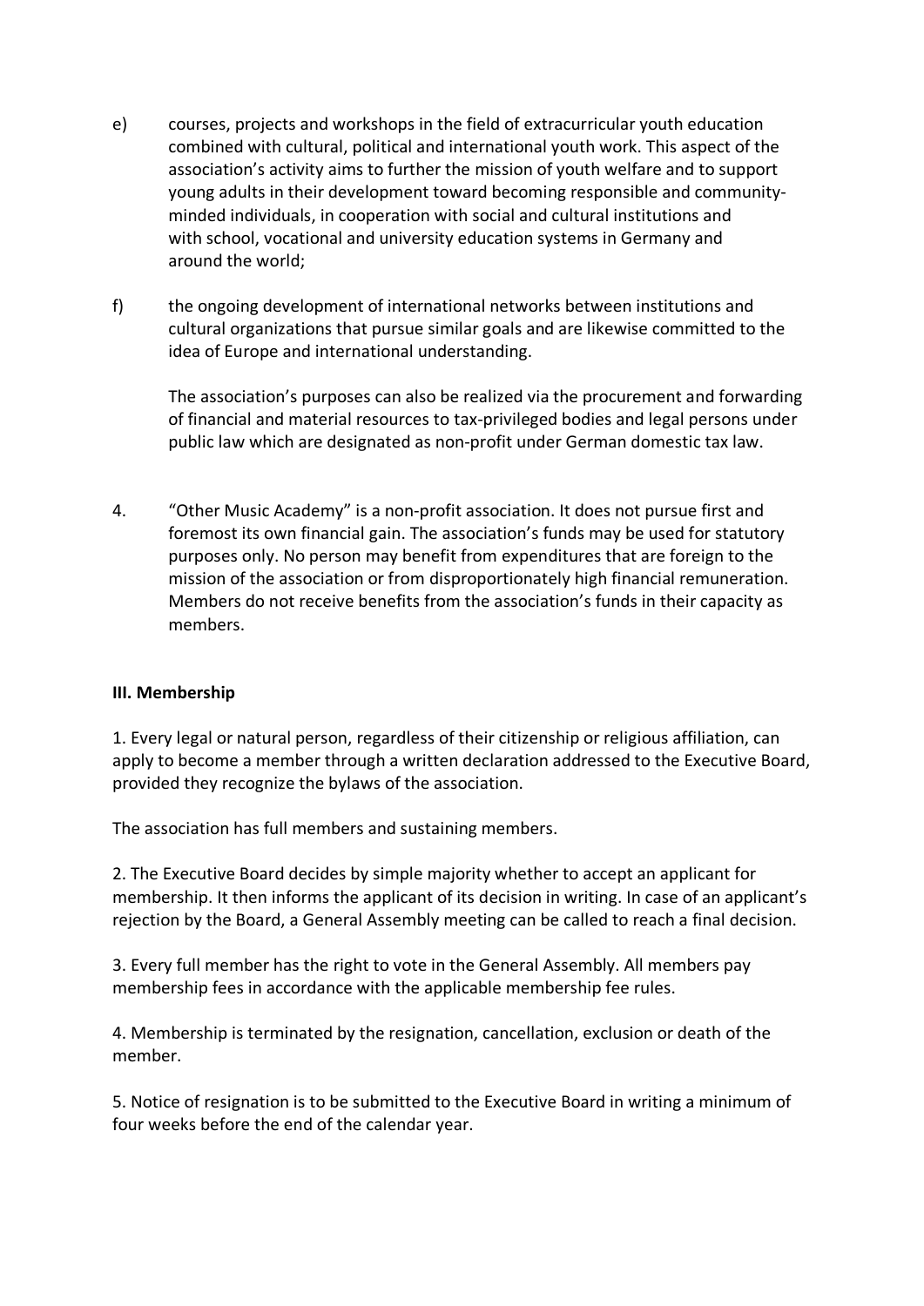e) courses, projects and workshops in the field of extracurricular youth education combined with cultural, political and international youth work. This aspect of the association's activity aims to further the mission of youth welfare and to support young adults in their development toward becoming responsible and community-minded individuals, in cooperation with social and cultural institutions and with school, vocational and university education systems in Germany and around the world;

f) the ongoing development of international networks between institutions and cultural organizations that pursue similar goals and are likewise committed to the idea of Europe and international understanding.

The association's purposes can also be realized via the procurement and forwarding of financial and material resources to tax-privileged bodies and legal persons under public law which are designated as non-profit under German domestic tax law.

4. "Other Music Academy" is a non-profit association. It does not pursue first and foremost its own financial gain. The association's funds may be used for statutory purposes only. No person may benefit from expenditures that are foreign to the mission of the association or from disproportionately high financial remuneration. Members do not receive benefits from the association's funds in their capacity as members.

**III. Membership**

1. Every legal or natural person, regardless of their citizenship or religious affiliation, can apply to become a member through a written declaration addressed to the Executive Board, provided they recognize the bylaws of the association.

The association has full members and sustaining members.

2. The Executive Board decides by simple majority whether to accept an applicant for membership. It then informs the applicant of its decision in writing. In case of an applicant's rejection by the Board, a General Assembly meeting can be called to reach a final decision.

3. Every full member has the right to vote in the General Assembly. All members pay membership fees in accordance with the applicable membership fee rules.

4. Membership is terminated by the resignation, cancellation, exclusion or death of the member.

5. Notice of resignation is to be submitted to the Executive Board in writing a minimum of four weeks before the end of the calendar year.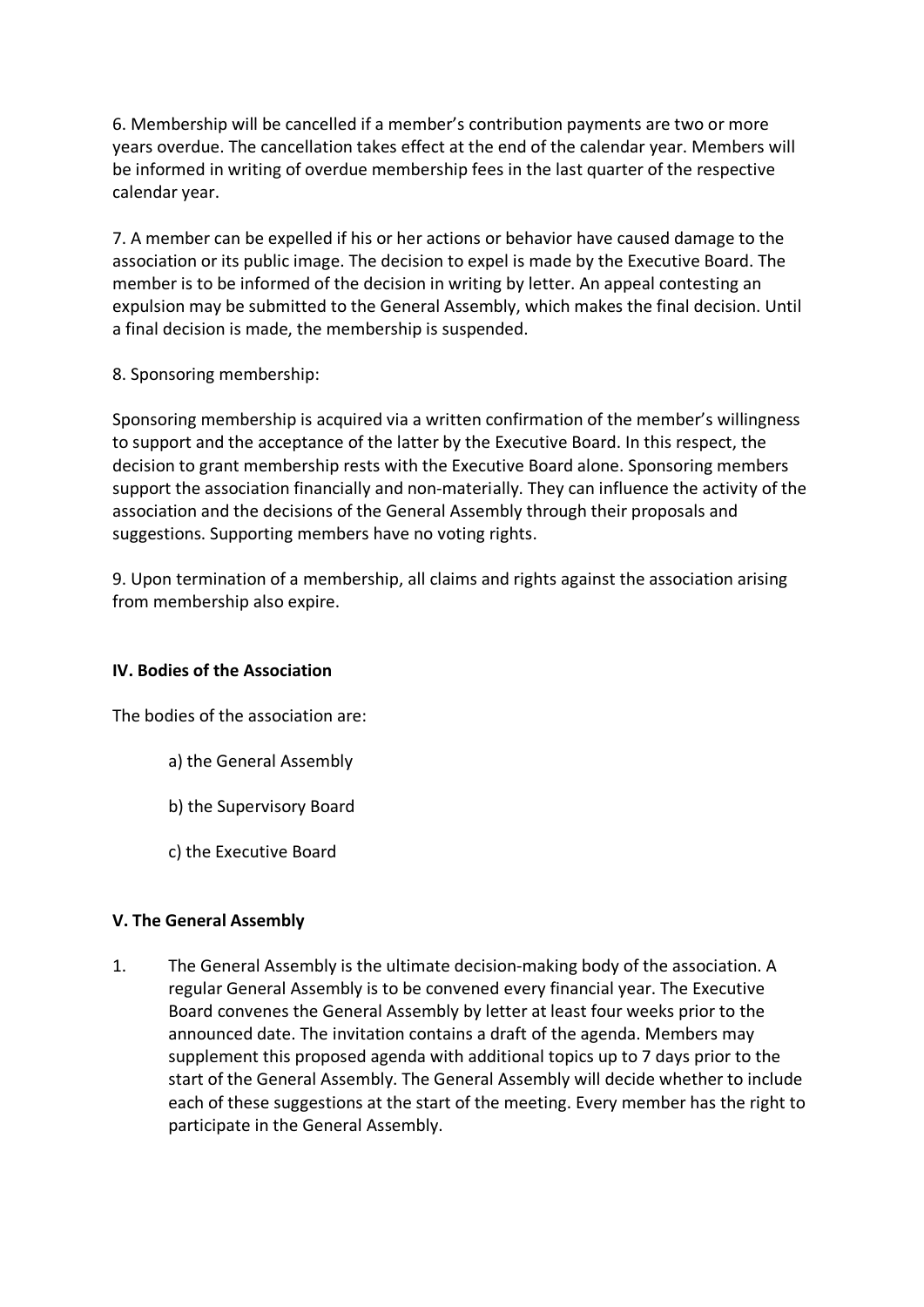6. Membership will be cancelled if a member's contribution payments are two or more years overdue. The cancellation takes effect at the end of the calendar year. Members will be informed in writing of overdue membership fees in the last quarter of the respective calendar year.

7. A member can be expelled if his or her actions or behavior have caused damage to the association or its public image. The decision to expel is made by the Executive Board. The member is to be informed of the decision in writing by letter. An appeal contesting an expulsion may be submitted to the General Assembly, which makes the final decision. Until a final decision is made, the membership is suspended.

8. Sponsoring membership:

Sponsoring membership is acquired via a written confirmation of the member's willingness to support and the acceptance of the latter by the Executive Board. In this respect, the decision to grant membership rests with the Executive Board alone. Sponsoring members support the association financially and non-materially. They can influence the activity of the association and the decisions of the General Assembly through their proposals and suggestions. Supporting members have no voting rights.

9. Upon termination of a membership, all claims and rights against the association arising from membership also expire.

## IV. Bodies of the Association

The bodies of the association are:

a) the General Assembly

b) the Supervisory Board

c) the Executive Board

## V. The General Assembly

1. The General Assembly is the ultimate decision-making body of the association. A regular General Assembly is to be convened every financial year. The Executive Board convenes the General Assembly by letter at least four weeks prior to the announced date. The invitation contains a draft of the agenda. Members may supplement this proposed agenda with additional topics up to 7 days prior to the start of the General Assembly. The General Assembly will decide whether to include each of these suggestions at the start of the meeting. Every member has the right to participate in the General Assembly.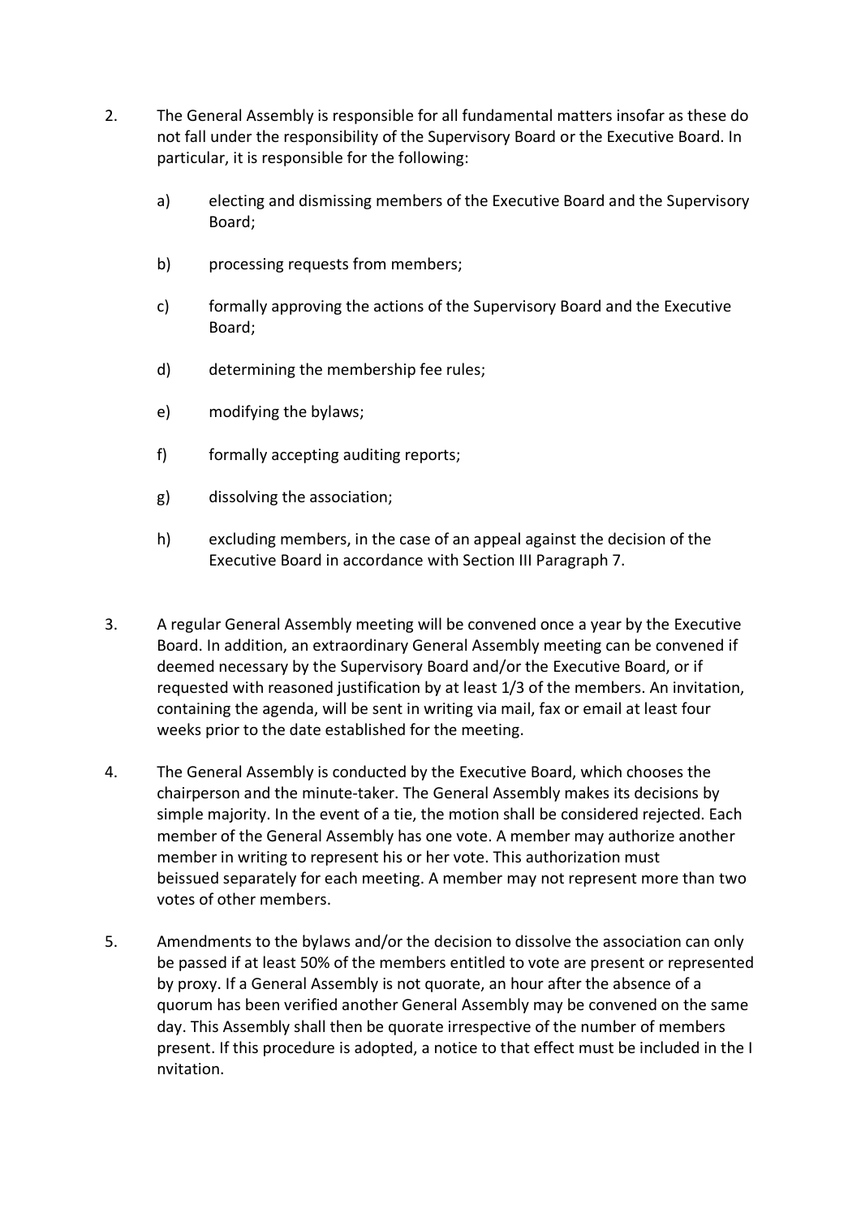2. The General Assembly is responsible for all fundamental matters insofar as these do not fall under the responsibility of the Supervisory Board or the Executive Board. In particular, it is responsible for the following:

   a) electing and dismissing members of the Executive Board and the Supervisory Board;

   b) processing requests from members;

   c) formally approving the actions of the Supervisory Board and the Executive Board;

   d) determining the membership fee rules;

   e) modifying the bylaws;

   f) formally accepting auditing reports;

   g) dissolving the association;

   h) excluding members, in the case of an appeal against the decision of the Executive Board in accordance with Section III Paragraph 7.

3. A regular General Assembly meeting will be convened once a year by the Executive Board. In addition, an extraordinary General Assembly meeting can be convened if deemed necessary by the Supervisory Board and/or the Executive Board, or if requested with reasoned justification by at least 1/3 of the members. An invitation, containing the agenda, will be sent in writing via mail, fax or email at least four weeks prior to the date established for the meeting.

4. The General Assembly is conducted by the Executive Board, which chooses the chairperson and the minute-taker. The General Assembly makes its decisions by simple majority. In the event of a tie, the motion shall be considered rejected. Each member of the General Assembly has one vote. A member may authorize another member in writing to represent his or her vote. This authorization must beissued separately for each meeting. A member may not represent more than two votes of other members.

5. Amendments to the bylaws and/or the decision to dissolve the association can only be passed if at least 50% of the members entitled to vote are present or represented by proxy. If a General Assembly is not quorate, an hour after the absence of a quorum has been verified another General Assembly may be convened on the same day. This Assembly shall then be quorate irrespective of the number of members present. If this procedure is adopted, a notice to that effect must be included in the I nvitation.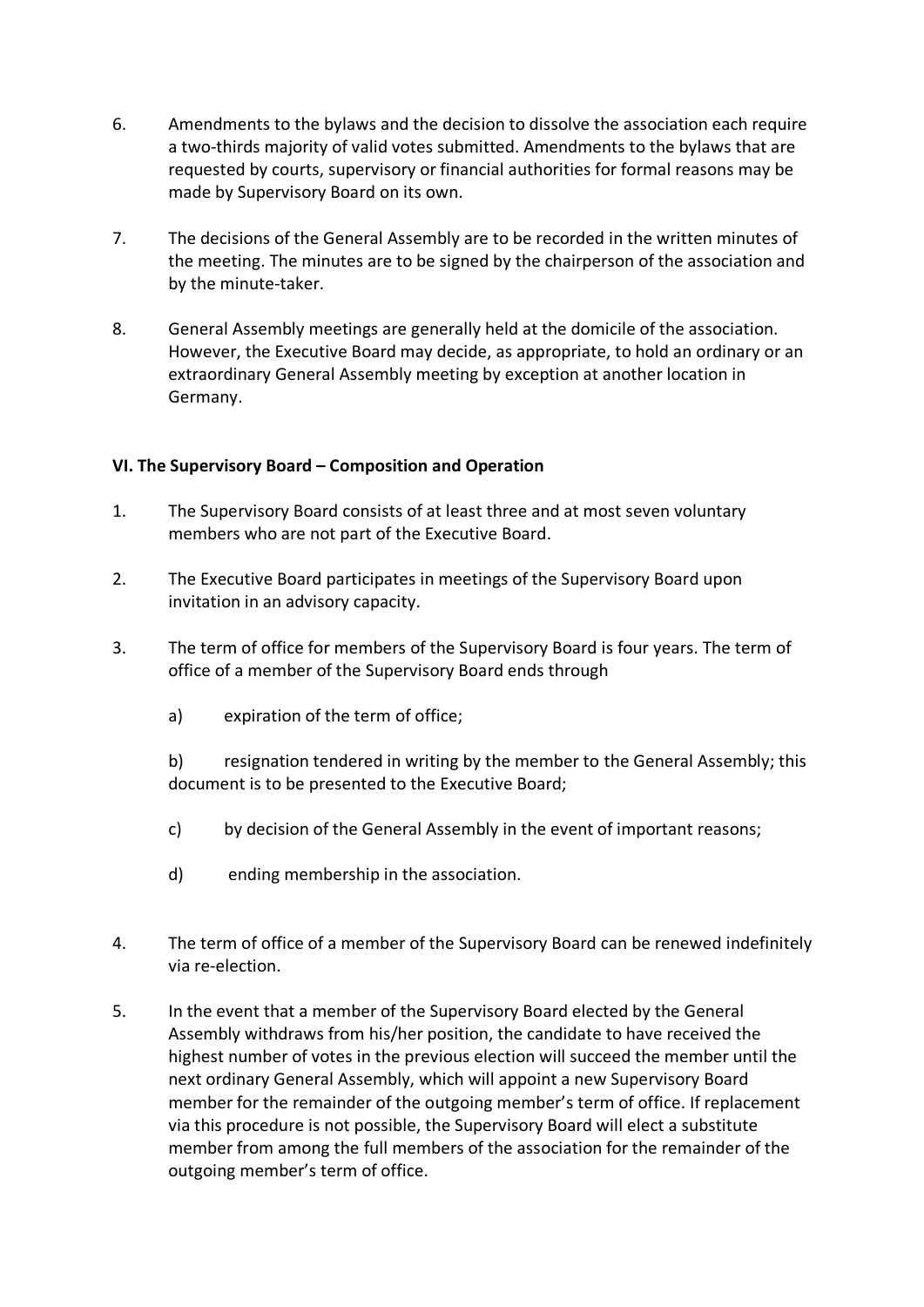6. Amendments to the bylaws and the decision to dissolve the association each require a two-thirds majority of valid votes submitted. Amendments to the bylaws that are requested by courts, supervisory or financial authorities for formal reasons may be made by Supervisory Board on its own.

7. The decisions of the General Assembly are to be recorded in the written minutes of the meeting. The minutes are to be signed by the chairperson of the association and by the minute-taker.

8. General Assembly meetings are generally held at the domicile of the association. However, the Executive Board may decide, as appropriate, to hold an ordinary or an extraordinary General Assembly meeting by exception at another location in Germany.

**VI. The Supervisory Board – Composition and Operation**

1. The Supervisory Board consists of at least three and at most seven voluntary members who are not part of the Executive Board.

2. The Executive Board participates in meetings of the Supervisory Board upon invitation in an advisory capacity.

3. The term of office for members of the Supervisory Board is four years. The term of office of a member of the Supervisory Board ends through

   a) expiration of the term of office;

   b) resignation tendered in writing by the member to the General Assembly; this document is to be presented to the Executive Board;

   c) by decision of the General Assembly in the event of important reasons;

   d) ending membership in the association.

4. The term of office of a member of the Supervisory Board can be renewed indefinitely via re-election.

5. In the event that a member of the Supervisory Board elected by the General Assembly withdraws from his/her position, the candidate to have received the highest number of votes in the previous election will succeed the member until the next ordinary General Assembly, which will appoint a new Supervisory Board member for the remainder of the outgoing member's term of office. If replacement via this procedure is not possible, the Supervisory Board will elect a substitute member from among the full members of the association for the remainder of the outgoing member's term of office.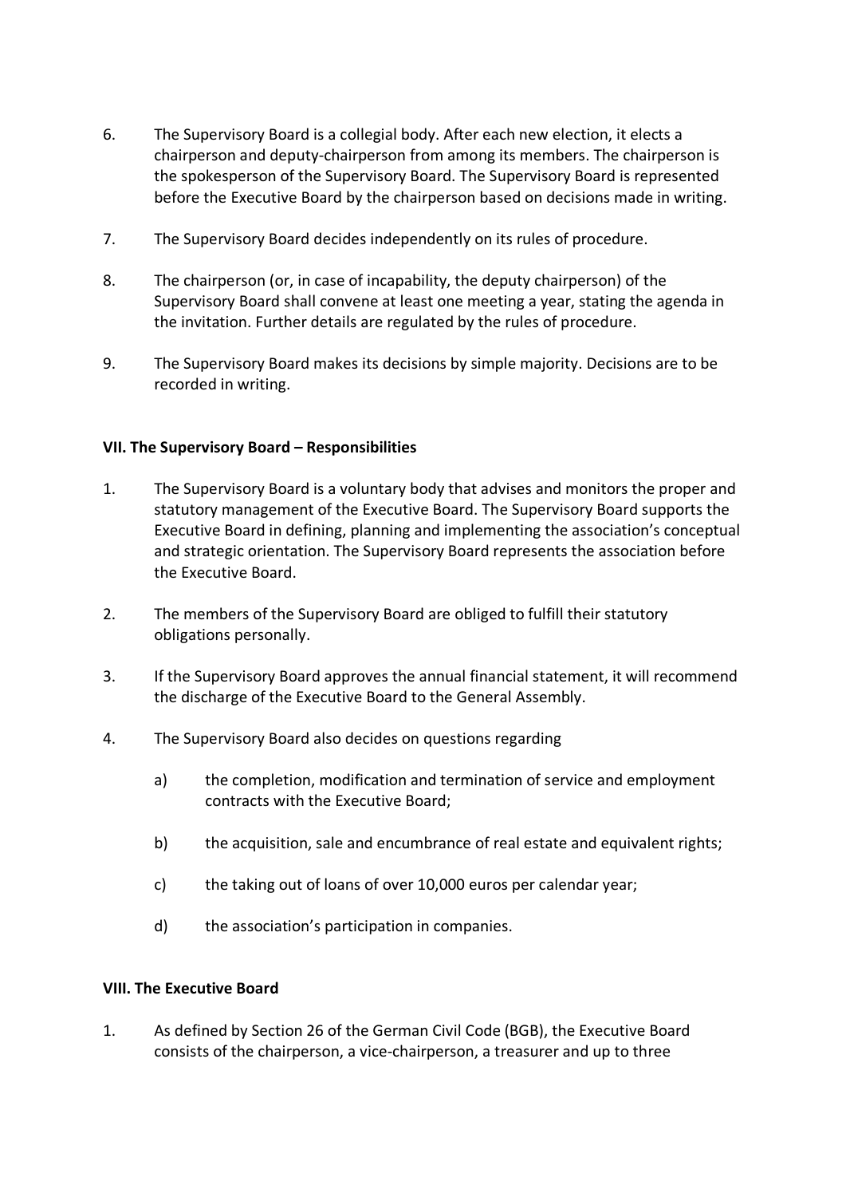6. The Supervisory Board is a collegial body. After each new election, it elects a chairperson and deputy-chairperson from among its members. The chairperson is the spokesperson of the Supervisory Board. The Supervisory Board is represented before the Executive Board by the chairperson based on decisions made in writing.

7. The Supervisory Board decides independently on its rules of procedure.

8. The chairperson (or, in case of incapability, the deputy chairperson) of the Supervisory Board shall convene at least one meeting a year, stating the agenda in the invitation. Further details are regulated by the rules of procedure.

9. The Supervisory Board makes its decisions by simple majority. Decisions are to be recorded in writing.

**VII. The Supervisory Board – Responsibilities**

1. The Supervisory Board is a voluntary body that advises and monitors the proper and statutory management of the Executive Board. The Supervisory Board supports the Executive Board in defining, planning and implementing the association's conceptual and strategic orientation. The Supervisory Board represents the association before the Executive Board.

2. The members of the Supervisory Board are obliged to fulfill their statutory obligations personally.

3. If the Supervisory Board approves the annual financial statement, it will recommend the discharge of the Executive Board to the General Assembly.

4. The Supervisory Board also decides on questions regarding

   a) the completion, modification and termination of service and employment contracts with the Executive Board;

   b) the acquisition, sale and encumbrance of real estate and equivalent rights;

   c) the taking out of loans of over 10,000 euros per calendar year;

   d) the association's participation in companies.

**VIII. The Executive Board**

1. As defined by Section 26 of the German Civil Code (BGB), the Executive Board consists of the chairperson, a vice-chairperson, a treasurer and up to three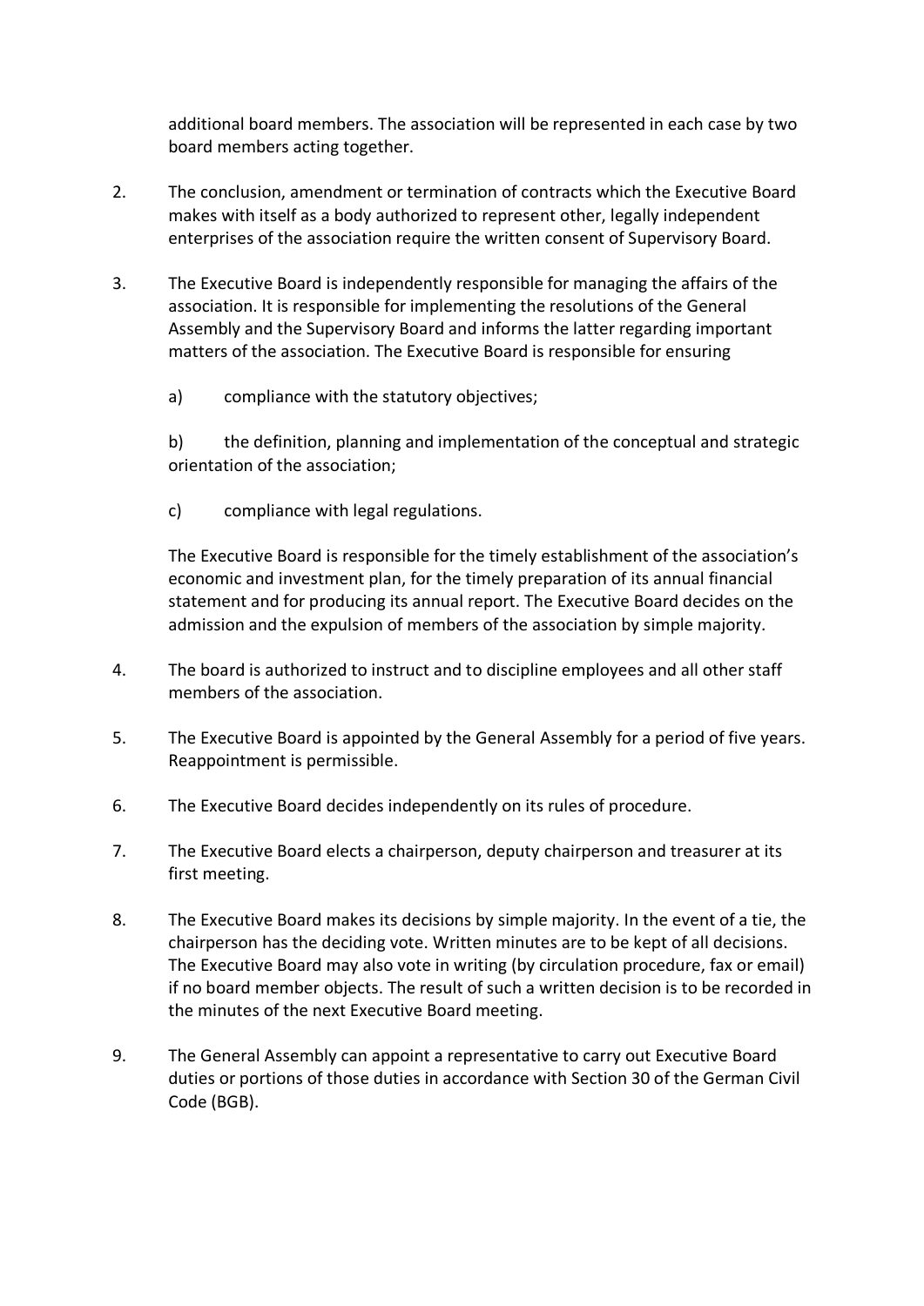additional board members. The association will be represented in each case by two board members acting together.

2. The conclusion, amendment or termination of contracts which the Executive Board makes with itself as a body authorized to represent other, legally independent enterprises of the association require the written consent of Supervisory Board.

3. The Executive Board is independently responsible for managing the affairs of the association. It is responsible for implementing the resolutions of the General Assembly and the Supervisory Board and informs the latter regarding important matters of the association. The Executive Board is responsible for ensuring

   a) compliance with the statutory objectives;

   b) the definition, planning and implementation of the conceptual and strategic orientation of the association;

   c) compliance with legal regulations.

   The Executive Board is responsible for the timely establishment of the association's economic and investment plan, for the timely preparation of its annual financial statement and for producing its annual report. The Executive Board decides on the admission and the expulsion of members of the association by simple majority.

4. The board is authorized to instruct and to discipline employees and all other staff members of the association.

5. The Executive Board is appointed by the General Assembly for a period of five years. Reappointment is permissible.

6. The Executive Board decides independently on its rules of procedure.

7. The Executive Board elects a chairperson, deputy chairperson and treasurer at its first meeting.

8. The Executive Board makes its decisions by simple majority. In the event of a tie, the chairperson has the deciding vote. Written minutes are to be kept of all decisions. The Executive Board may also vote in writing (by circulation procedure, fax or email) if no board member objects. The result of such a written decision is to be recorded in the minutes of the next Executive Board meeting.

9. The General Assembly can appoint a representative to carry out Executive Board duties or portions of those duties in accordance with Section 30 of the German Civil Code (BGB).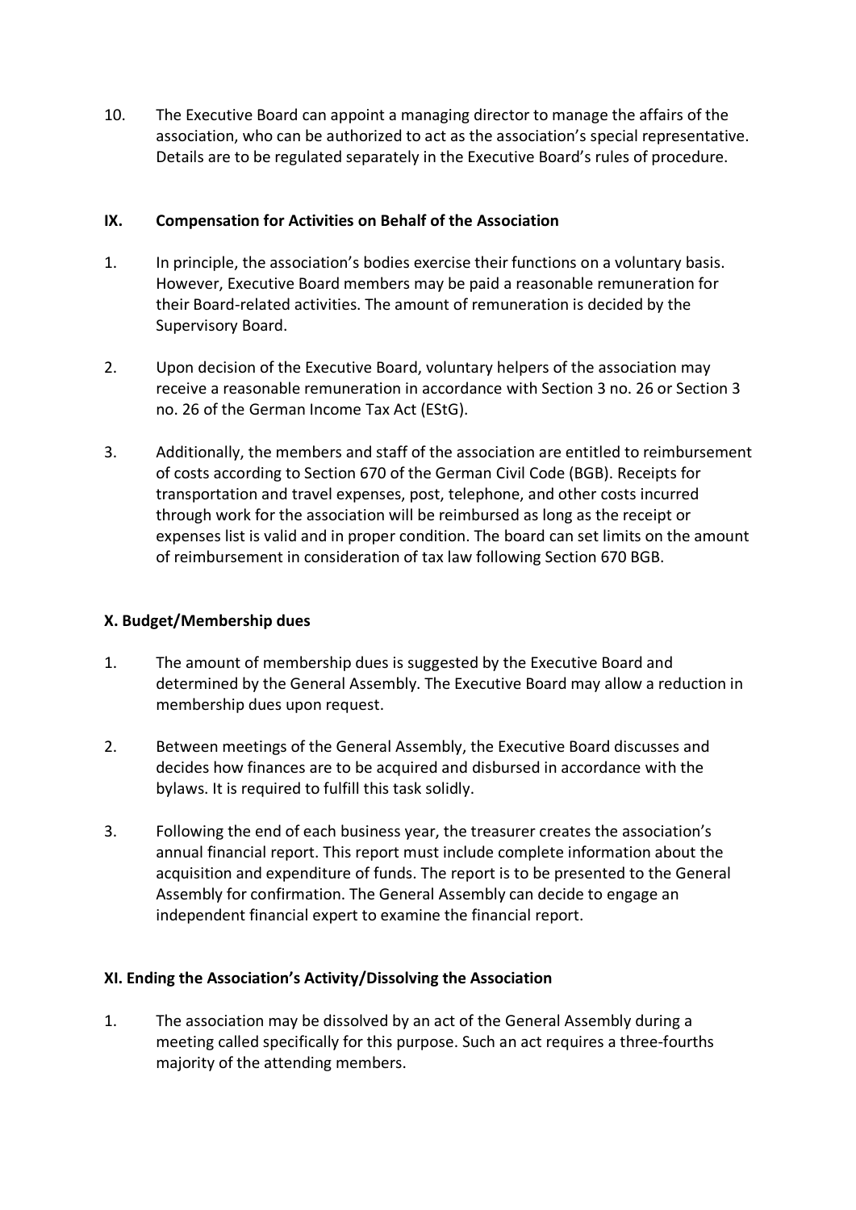10. The Executive Board can appoint a managing director to manage the affairs of the association, who can be authorized to act as the association's special representative. Details are to be regulated separately in the Executive Board's rules of procedure.

## IX. Compensation for Activities on Behalf of the Association

1. In principle, the association's bodies exercise their functions on a voluntary basis. However, Executive Board members may be paid a reasonable remuneration for their Board-related activities. The amount of remuneration is decided by the Supervisory Board.

2. Upon decision of the Executive Board, voluntary helpers of the association may receive a reasonable remuneration in accordance with Section 3 no. 26 or Section 3 no. 26 of the German Income Tax Act (EStG).

3. Additionally, the members and staff of the association are entitled to reimbursement of costs according to Section 670 of the German Civil Code (BGB). Receipts for transportation and travel expenses, post, telephone, and other costs incurred through work for the association will be reimbursed as long as the receipt or expenses list is valid and in proper condition. The board can set limits on the amount of reimbursement in consideration of tax law following Section 670 BGB.

## X. Budget/Membership dues

1. The amount of membership dues is suggested by the Executive Board and determined by the General Assembly. The Executive Board may allow a reduction in membership dues upon request.

2. Between meetings of the General Assembly, the Executive Board discusses and decides how finances are to be acquired and disbursed in accordance with the bylaws. It is required to fulfill this task solidly.

3. Following the end of each business year, the treasurer creates the association's annual financial report. This report must include complete information about the acquisition and expenditure of funds. The report is to be presented to the General Assembly for confirmation. The General Assembly can decide to engage an independent financial expert to examine the financial report.

## XI. Ending the Association's Activity/Dissolving the Association

1. The association may be dissolved by an act of the General Assembly during a meeting called specifically for this purpose. Such an act requires a three-fourths majority of the attending members.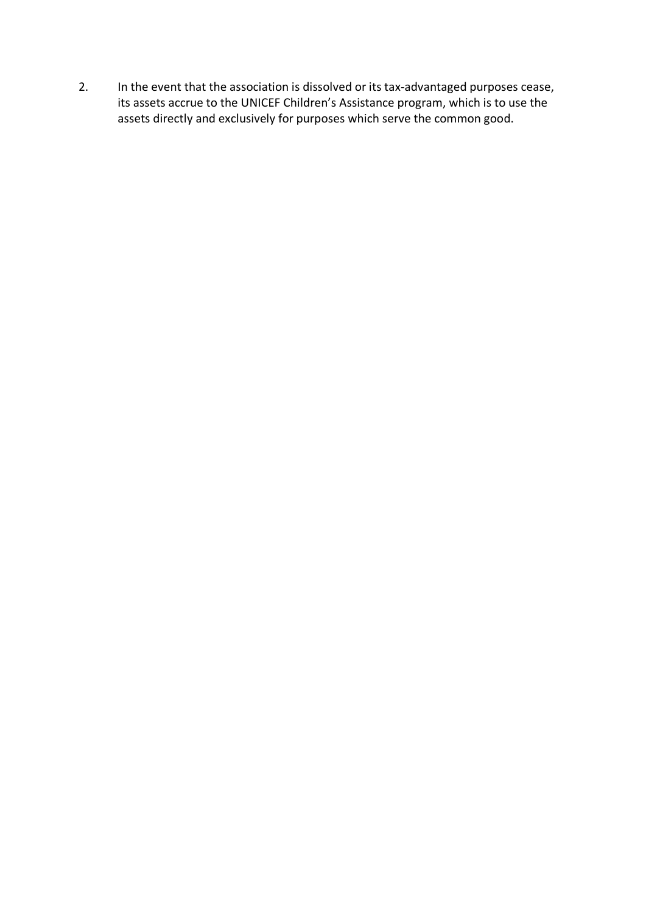2. In the event that the association is dissolved or its tax-advantaged purposes cease, its assets accrue to the UNICEF Children's Assistance program, which is to use the assets directly and exclusively for purposes which serve the common good.